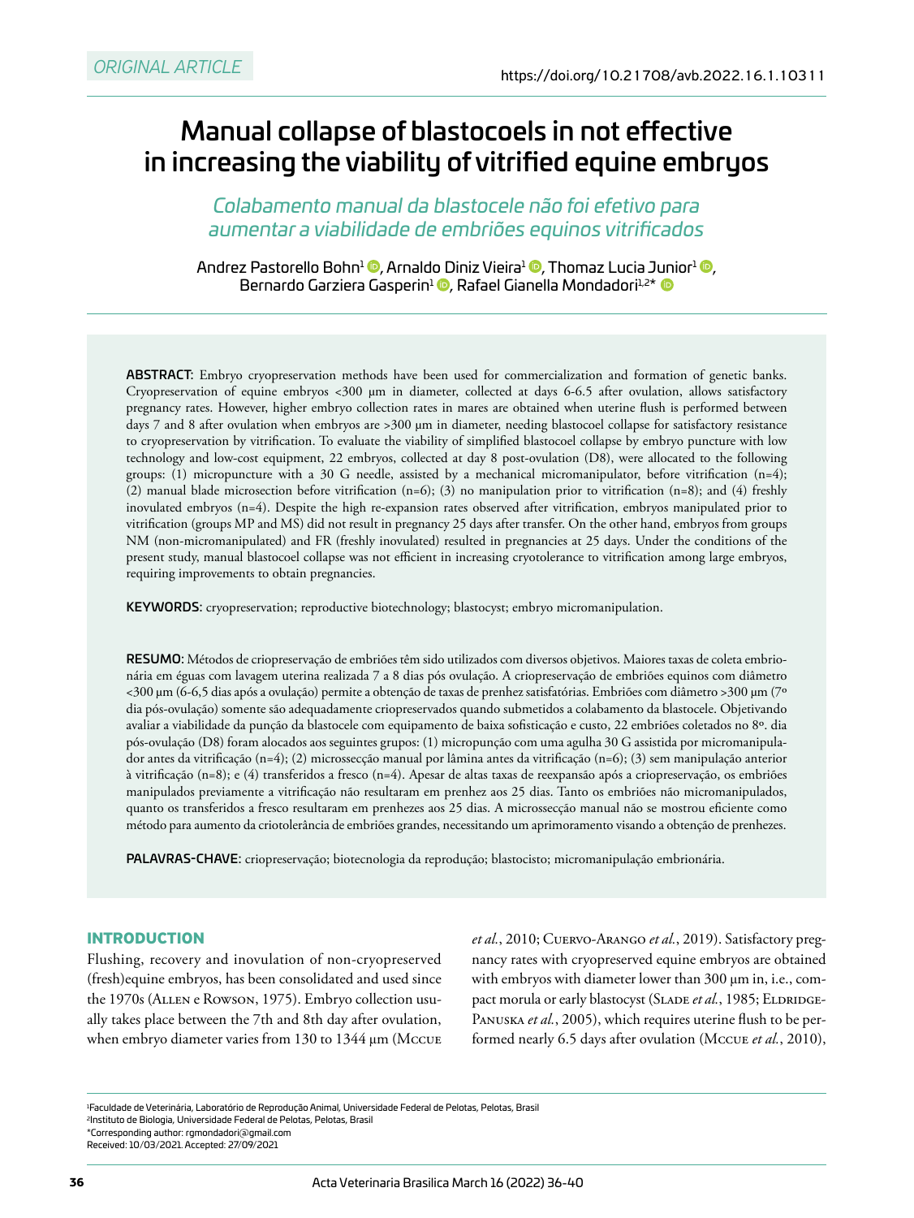ORIGINAL ARTICLE

https://doi.org/10.21708/avb.2022.16.1.10311

# Manual collapse of blastocoels in not effective in increasing the viability of vitrified equine embryos

*Colabamento manual da blastocele não foi efetivo para aumentar a viabilidade de embriões equinos vitrificados*

Andrez Pastorello Bohn[1], Arnaldo Diniz Vieira[1], Thomaz Lucia Junior[1], Bernardo Garziera Gasperin[1], Rafael Gianella Mondadori[1,2*]

**ABSTRACT:** Embryo cryopreservation methods have been used for commercialization and formation of genetic banks. Cryopreservation of equine embryos <300 µm in diameter, collected at days 6-6.5 after ovulation, allows satisfactory pregnancy rates. However, higher embryo collection rates in mares are obtained when uterine flush is performed between days 7 and 8 after ovulation when embryos are >300 µm in diameter, needing blastocoel collapse for satisfactory resistance to cryopreservation by vitrification. To evaluate the viability of simplified blastocoel collapse by embryo puncture with low technology and low-cost equipment, 22 embryos, collected at day 8 post-ovulation (D8), were allocated to the following groups: (1) micropuncture with a 30 G needle, assisted by a mechanical micromanipulator, before vitrification (n=4); (2) manual blade microsection before vitrification (n=6); (3) no manipulation prior to vitrification (n=8); and (4) freshly inovulated embryos (n=4). Despite the high re-expansion rates observed after vitrification, embryos manipulated prior to vitrification (groups MP and MS) did not result in pregnancy 25 days after transfer. On the other hand, embryos from groups NM (non-micromanipulated) and FR (freshly inovulated) resulted in pregnancies at 25 days. Under the conditions of the present study, manual blastocoel collapse was not efficient in increasing cryotolerance to vitrification among large embryos, requiring improvements to obtain pregnancies.

**KEYWORDS:** cryopreservation; reproductive biotechnology; blastocyst; embryo micromanipulation.

**RESUMO:** Métodos de criopreservação de embriões têm sido utilizados com diversos objetivos. Maiores taxas de coleta embrionária em éguas com lavagem uterina realizada 7 a 8 dias pós ovulação. A criopreservação de embriões equinos com diâmetro <300 µm (6-6,5 dias após a ovulação) permite a obtenção de taxas de prenhez satisfatórias. Embriões com diâmetro >300 µm (7º dia pós-ovulação) somente são adequadamente criopreservados quando submetidos a colabamento da blastocele. Objetivando avaliar a viabilidade da punção da blastocele com equipamento de baixa sofisticação e custo, 22 embriões coletados no 8º. dia pós-ovulação (D8) foram alocados aos seguintes grupos: (1) micropunção com uma agulha 30 G assistida por micromanipulador antes da vitrificação (n=4); (2) microssecção manual por lâmina antes da vitrificação (n=6); (3) sem manipulação anterior à vitrificação (n=8); e (4) transferidos a fresco (n=4). Apesar de altas taxas de reexpansão após a criopreservação, os embriões manipulados previamente a vitrificação não resultaram em prenhez aos 25 dias. Tanto os embriões não micromanipulados, quanto os transferidos a fresco resultaram em prenhezes aos 25 dias. A microssecção manual não se mostrou eficiente como método para aumento da criotolerância de embriões grandes, necessitando um aprimoramento visando a obtenção de prenhezes.

**PALAVRAS-CHAVE:** criopreservação; biotecnologia da reprodução; blastocisto; micromanipulação embrionária.

## INTRODUCTION

Flushing, recovery and inovulation of non-cryopreserved (fresh)equine embryos, has been consolidated and used since the 1970s (Allen e Rowson, 1975). Embryo collection usually takes place between the 7th and 8th day after ovulation, when embryo diameter varies from 130 to 1344 µm (Mccue *et al.*, 2010; Cuervo-Arango *et al.*, 2019). Satisfactory pregnancy rates with cryopreserved equine embryos are obtained with embryos with diameter lower than 300 µm in, i.e., compact morula or early blastocyst (Slade *et al.*, 1985; Eldridge-Panuska *et al.*, 2005), which requires uterine flush to be performed nearly 6.5 days after ovulation (Mccue *et al.*, 2010),

[1]Faculdade de Veterinária, Laboratório de Reprodução Animal, Universidade Federal de Pelotas, Pelotas, Brasil
[2]Instituto de Biologia, Universidade Federal de Pelotas, Pelotas, Brasil
*Corresponding author: rgmondadori@gmail.com
Received: 10/03/2021. Accepted: 27/09/2021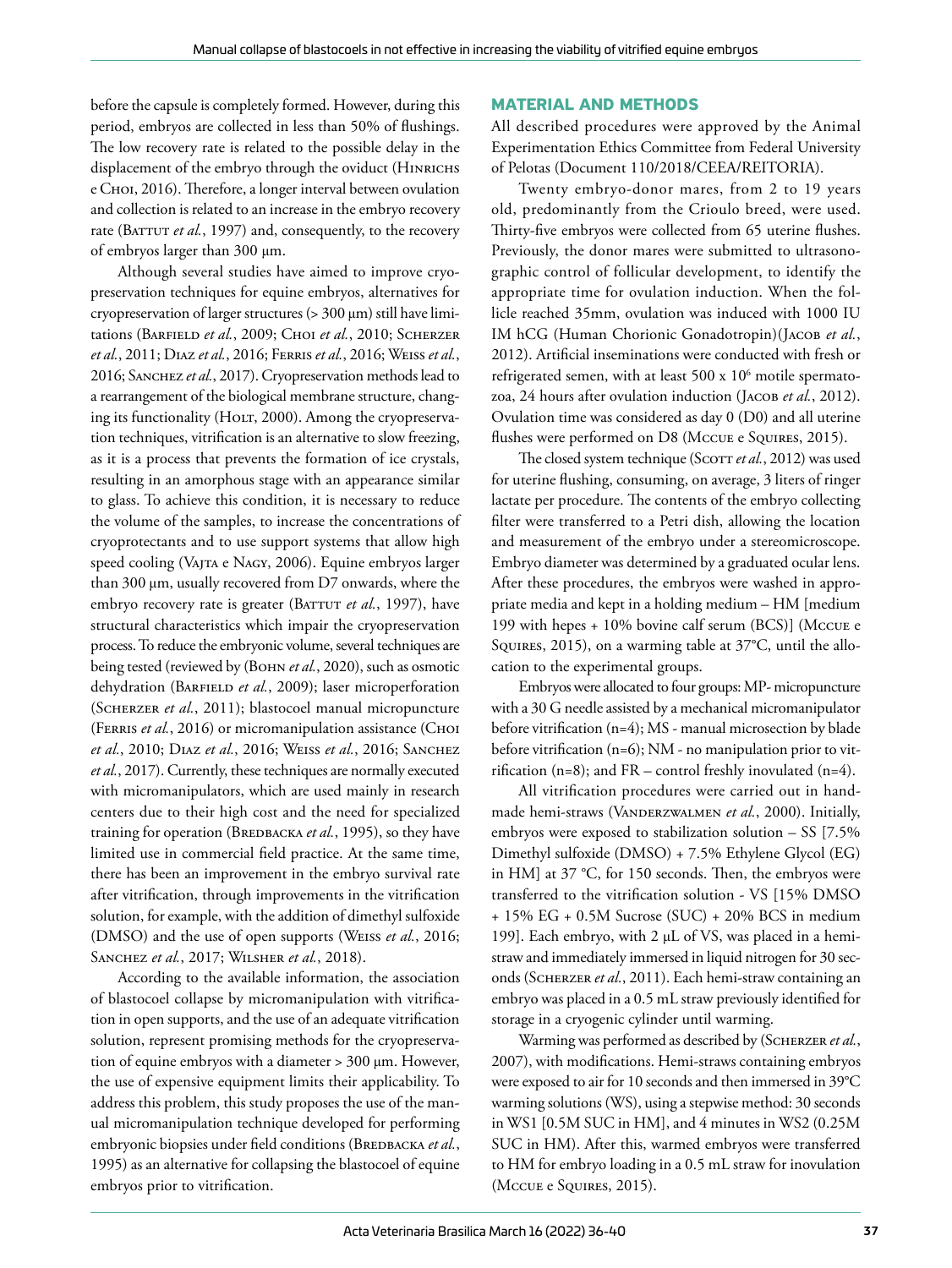before the capsule is completely formed. However, during this period, embryos are collected in less than 50% of flushings. The low recovery rate is related to the possible delay in the displacement of the embryo through the oviduct (Hinrichs e Choi, 2016). Therefore, a longer interval between ovulation and collection is related to an increase in the embryo recovery rate (Battut *et al.*, 1997) and, consequently, to the recovery of embryos larger than 300 μm.

Although several studies have aimed to improve cryopreservation techniques for equine embryos, alternatives for cryopreservation of larger structures (> 300 μm) still have limitations (Barfield *et al.*, 2009; Choi *et al.*, 2010; Scherzer *et al.*, 2011; Diaz *et al.*, 2016; Ferris *et al.*, 2016; Weiss *et al.*, 2016; Sanchez *et al.*, 2017). Cryopreservation methods lead to a rearrangement of the biological membrane structure, changing its functionality (Holt, 2000). Among the cryopreservation techniques, vitrification is an alternative to slow freezing, as it is a process that prevents the formation of ice crystals, resulting in an amorphous stage with an appearance similar to glass. To achieve this condition, it is necessary to reduce the volume of the samples, to increase the concentrations of cryoprotectants and to use support systems that allow high speed cooling (Vajta e Nagy, 2006). Equine embryos larger than 300 μm, usually recovered from D7 onwards, where the embryo recovery rate is greater (Battut *et al.*, 1997), have structural characteristics which impair the cryopreservation process. To reduce the embryonic volume, several techniques are being tested (reviewed by (Bohn *et al.*, 2020), such as osmotic dehydration (Barfield *et al.*, 2009); laser microperforation (Scherzer *et al.*, 2011); blastocoel manual micropuncture (Ferris *et al.*, 2016) or micromanipulation assistance (Choi *et al.*, 2010; Diaz *et al.*, 2016; Weiss *et al.*, 2016; Sanchez *et al.*, 2017). Currently, these techniques are normally executed with micromanipulators, which are used mainly in research centers due to their high cost and the need for specialized training for operation (Bredbacka *et al.*, 1995), so they have limited use in commercial field practice. At the same time, there has been an improvement in the embryo survival rate after vitrification, through improvements in the vitrification solution, for example, with the addition of dimethyl sulfoxide (DMSO) and the use of open supports (Weiss *et al.*, 2016; Sanchez *et al.*, 2017; Wilsher *et al.*, 2018).

According to the available information, the association of blastocoel collapse by micromanipulation with vitrification in open supports, and the use of an adequate vitrification solution, represent promising methods for the cryopreservation of equine embryos with a diameter > 300 μm. However, the use of expensive equipment limits their applicability. To address this problem, this study proposes the use of the manual micromanipulation technique developed for performing embryonic biopsies under field conditions (Bredbacka *et al.*, 1995) as an alternative for collapsing the blastocoel of equine embryos prior to vitrification.

## MATERIAL AND METHODS

All described procedures were approved by the Animal Experimentation Ethics Committee from Federal University of Pelotas (Document 110/2018/CEEA/REITORIA).

Twenty embryo-donor mares, from 2 to 19 years old, predominantly from the Crioulo breed, were used. Thirty-five embryos were collected from 65 uterine flushes. Previously, the donor mares were submitted to ultrasonographic control of follicular development, to identify the appropriate time for ovulation induction. When the follicle reached 35mm, ovulation was induced with 1000 IU IM hCG (Human Chorionic Gonadotropin)(Jacob *et al.*, 2012). Artificial inseminations were conducted with fresh or refrigerated semen, with at least 500 x $10^6$ motile spermatozoa, 24 hours after ovulation induction (Jacob *et al.*, 2012). Ovulation time was considered as day 0 (D0) and all uterine flushes were performed on D8 (Mccue e Squires, 2015).

The closed system technique (Scott *et al.*, 2012) was used for uterine flushing, consuming, on average, 3 liters of ringer lactate per procedure. The contents of the embryo collecting filter were transferred to a Petri dish, allowing the location and measurement of the embryo under a stereomicroscope. Embryo diameter was determined by a graduated ocular lens. After these procedures, the embryos were washed in appropriate media and kept in a holding medium – HM [medium 199 with hepes + 10% bovine calf serum (BCS)] (Mccue e Squires, 2015), on a warming table at 37°C, until the allocation to the experimental groups.

Embryos were allocated to four groups: MP- micropuncture with a 30 G needle assisted by a mechanical micromanipulator before vitrification (n=4); MS - manual microsection by blade before vitrification (n=6); NM - no manipulation prior to vitrification (n=8); and FR – control freshly inovulated (n=4).

All vitrification procedures were carried out in handmade hemi-straws (Vanderzwalmen *et al.*, 2000). Initially, embryos were exposed to stabilization solution – SS [7.5% Dimethyl sulfoxide (DMSO) + 7.5% Ethylene Glycol (EG) in HM] at 37 °C, for 150 seconds. Then, the embryos were transferred to the vitrification solution - VS [15% DMSO + 15% EG + 0.5M Sucrose (SUC) + 20% BCS in medium 199]. Each embryo, with 2 μL of VS, was placed in a hemi-straw and immediately immersed in liquid nitrogen for 30 seconds (Scherzer *et al.*, 2011). Each hemi-straw containing an embryo was placed in a 0.5 mL straw previously identified for storage in a cryogenic cylinder until warming.

Warming was performed as described by (Scherzer *et al.*, 2007), with modifications. Hemi-straws containing embryos were exposed to air for 10 seconds and then immersed in 39°C warming solutions (WS), using a stepwise method: 30 seconds in WS1 [0.5M SUC in HM], and 4 minutes in WS2 (0.25M SUC in HM). After this, warmed embryos were transferred to HM for embryo loading in a 0.5 mL straw for inovulation (Mccue e Squires, 2015).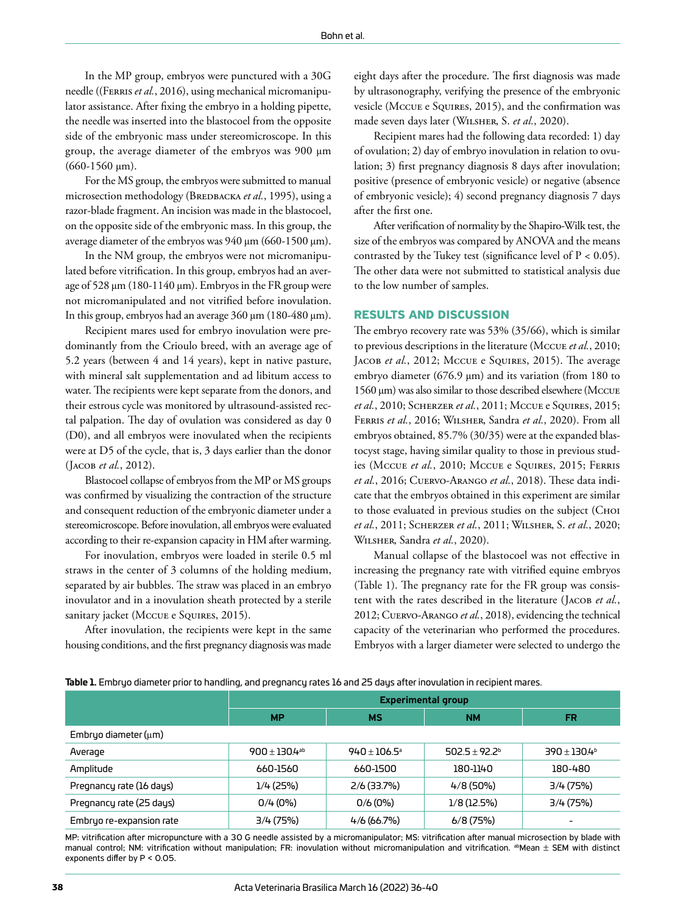In the MP group, embryos were punctured with a 30G needle ((Ferris *et al.*, 2016), using mechanical micromanipulator assistance. After fixing the embryo in a holding pipette, the needle was inserted into the blastocoel from the opposite side of the embryonic mass under stereomicroscope. In this group, the average diameter of the embryos was 900 µm (660-1560 µm).

For the MS group, the embryos were submitted to manual microsection methodology (Bredbacka *et al.*, 1995), using a razor-blade fragment. An incision was made in the blastocoel, on the opposite side of the embryonic mass. In this group, the average diameter of the embryos was 940 µm (660-1500 µm).

In the NM group, the embryos were not micromanipulated before vitrification. In this group, embryos had an average of 528 µm (180-1140 µm). Embryos in the FR group were not micromanipulated and not vitrified before inovulation. In this group, embryos had an average 360 µm (180-480 µm).

Recipient mares used for embryo inovulation were predominantly from the Crioulo breed, with an average age of 5.2 years (between 4 and 14 years), kept in native pasture, with mineral salt supplementation and ad libitum access to water. The recipients were kept separate from the donors, and their estrous cycle was monitored by ultrasound-assisted rectal palpation. The day of ovulation was considered as day 0 (D0), and all embryos were inovulated when the recipients were at D5 of the cycle, that is, 3 days earlier than the donor (Jacob *et al.*, 2012).

Blastocoel collapse of embryos from the MP or MS groups was confirmed by visualizing the contraction of the structure and consequent reduction of the embryonic diameter under a stereomicroscope. Before inovulation, all embryos were evaluated according to their re-expansion capacity in HM after warming.

For inovulation, embryos were loaded in sterile 0.5 ml straws in the center of 3 columns of the holding medium, separated by air bubbles. The straw was placed in an embryo inovulator and in a inovulation sheath protected by a sterile sanitary jacket (Mccue e Squires, 2015).

After inovulation, the recipients were kept in the same housing conditions, and the first pregnancy diagnosis was made eight days after the procedure. The first diagnosis was made by ultrasonography, verifying the presence of the embryonic vesicle (Mccue e Squires, 2015), and the confirmation was made seven days later (Wilsher, S. *et al.*, 2020).

Recipient mares had the following data recorded: 1) day of ovulation; 2) day of embryo inovulation in relation to ovulation; 3) first pregnancy diagnosis 8 days after inovulation; positive (presence of embryonic vesicle) or negative (absence of embryonic vesicle); 4) second pregnancy diagnosis 7 days after the first one.

After verification of normality by the Shapiro-Wilk test, the size of the embryos was compared by ANOVA and the means contrasted by the Tukey test (significance level of $P < 0.05$). The other data were not submitted to statistical analysis due to the low number of samples.

## RESULTS AND DISCUSSION

The embryo recovery rate was 53% (35/66), which is similar to previous descriptions in the literature (Mccue *et al.*, 2010; Jacob *et al.*, 2012; Mccue e Squires, 2015). The average embryo diameter (676.9 µm) and its variation (from 180 to 1560 µm) was also similar to those described elsewhere (Mccue *et al.*, 2010; Scherzer *et al.*, 2011; Mccue e Squires, 2015; Ferris *et al.*, 2016; Wilsher, Sandra *et al.*, 2020). From all embryos obtained, 85.7% (30/35) were at the expanded blastocyst stage, having similar quality to those in previous studies (Mccue *et al.*, 2010; Mccue e Squires, 2015; Ferris *et al.*, 2016; Cuervo-Arango *et al.*, 2018). These data indicate that the embryos obtained in this experiment are similar to those evaluated in previous studies on the subject (Choi *et al.*, 2011; Scherzer *et al.*, 2011; Wilsher, S. *et al.*, 2020; Wilsher, Sandra *et al.*, 2020).

Manual collapse of the blastocoel was not effective in increasing the pregnancy rate with vitrified equine embryos (Table 1). The pregnancy rate for the FR group was consistent with the rates described in the literature (Jacob *et al.*, 2012; Cuervo-Arango *et al.*, 2018), evidencing the technical capacity of the veterinarian who performed the procedures. Embryos with a larger diameter were selected to undergo the

**Table 1.** Embryo diameter prior to handling, and pregnancy rates 16 and 25 days after inovulation in recipient mares.

| | Experimental group | | | |
|---|---|---|---|---|
| | **MP** | **MS** | **NM** | **FR** |
| Embryo diameter (µm) | | | | |
| Average | 900 ± 130.4[ab] | 940 ± 106.5[a] | 502.5 ± 92.2[b] | 390 ± 130.4[b] |
| Amplitude | 660-1560 | 660-1500 | 180-1140 | 180-480 |
| Pregnancy rate (16 days) | 1/4 (25%) | 2/6 (33.7%) | 4/8 (50%) | 3/4 (75%) |
| Pregnancy rate (25 days) | 0/4 (0%) | 0/6 (0%) | 1/8 (12.5%) | 3/4 (75%) |
| Embryo re-expansion rate | 3/4 (75%) | 4/6 (66.7%) | 6/8 (75%) | - |

MP: vitrification after micropuncture with a 30 G needle assisted by a micromanipulator; MS: vitrification after manual microsection by blade with manual control; NM: vitrification without manipulation; FR: inovulation without micromanipulation and vitrification. [ab]Mean ± SEM with distinct exponents differ by $P < 0.05$.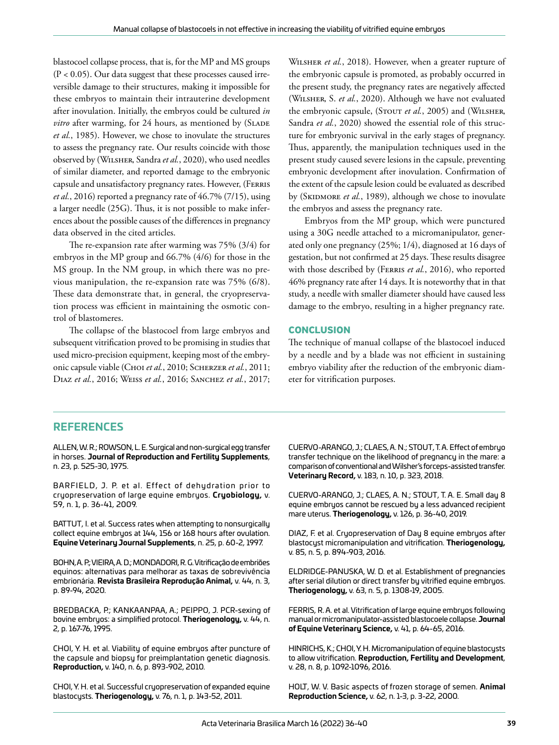blastocoel collapse process, that is, for the MP and MS groups ($P < 0.05$). Our data suggest that these processes caused irreversible damage to their structures, making it impossible for these embryos to maintain their intrauterine development after inovulation. Initially, the embryos could be cultured *in vitro* after warming, for 24 hours, as mentioned by (Slade *et al.*, 1985). However, we chose to inovulate the structures to assess the pregnancy rate. Our results coincide with those observed by (Wilsher, Sandra *et al.*, 2020), who used needles of similar diameter, and reported damage to the embryonic capsule and unsatisfactory pregnancy rates. However, (Ferris *et al.*, 2016) reported a pregnancy rate of 46.7% (7/15), using a larger needle (25G). Thus, it is not possible to make inferences about the possible causes of the differences in pregnancy data observed in the cited articles.

The re-expansion rate after warming was 75% (3/4) for embryos in the MP group and 66.7% (4/6) for those in the MS group. In the NM group, in which there was no previous manipulation, the re-expansion rate was 75% (6/8). These data demonstrate that, in general, the cryopreservation process was efficient in maintaining the osmotic control of blastomeres.

The collapse of the blastocoel from large embryos and subsequent vitrification proved to be promising in studies that used micro-precision equipment, keeping most of the embryonic capsule viable (Choi *et al.*, 2010; Scherzer *et al.*, 2011; Diaz *et al.*, 2016; Weiss *et al.*, 2016; Sanchez *et al.*, 2017; Wilsher *et al.*, 2018). However, when a greater rupture of the embryonic capsule is promoted, as probably occurred in the present study, the pregnancy rates are negatively affected (Wilsher, S. *et al.*, 2020). Although we have not evaluated the embryonic capsule, (Stout *et al.*, 2005) and (Wilsher, Sandra *et al.*, 2020) showed the essential role of this structure for embryonic survival in the early stages of pregnancy. Thus, apparently, the manipulation techniques used in the present study caused severe lesions in the capsule, preventing embryonic development after inovulation. Confirmation of the extent of the capsule lesion could be evaluated as described by (Skidmore *et al.*, 1989), although we chose to inovulate the embryos and assess the pregnancy rate.

Embryos from the MP group, which were punctured using a 30G needle attached to a micromanipulator, generated only one pregnancy (25%; 1/4), diagnosed at 16 days of gestation, but not confirmed at 25 days. These results disagree with those described by (Ferris *et al.*, 2016), who reported 46% pregnancy rate after 14 days. It is noteworthy that in that study, a needle with smaller diameter should have caused less damage to the embryo, resulting in a higher pregnancy rate.

## CONCLUSION

The technique of manual collapse of the blastocoel induced by a needle and by a blade was not efficient in sustaining embryo viability after the reduction of the embryonic diameter for vitrification purposes.

## REFERENCES

ALLEN, W. R.; ROWSON, L. E. Surgical and non-surgical egg transfer in horses. **Journal of Reproduction and Fertility Supplements**, n. 23, p. 525-30, 1975.

BARFIELD, J. P. et al. Effect of dehydration prior to cryopreservation of large equine embryos. **Cryobiology,** v. 59, n. 1, p. 36-41, 2009.

BATTUT, I. et al. Success rates when attempting to nonsurgically collect equine embryos at 144, 156 or 168 hours after ovulation. **Equine Veterinary Journal Supplements**, n. 25, p. 60-2, 1997.

BOHN, A. P.; VIEIRA, A. D.; MONDADORI, R. G. Vitrificação de embriões equinos: alternativas para melhorar as taxas de sobrevivência embrionária. **Revista Brasileira Reprodução Animal,** v. 44, n. 3, p. 89-94, 2020.

BREDBACKA, P.; KANKAANPAA, A.; PEIPPO, J. PCR-sexing of bovine embryos: a simplified protocol. **Theriogenology,** v. 44, n. 2, p. 167-76, 1995.

CHOI, Y. H. et al. Viability of equine embryos after puncture of the capsule and biopsy for preimplantation genetic diagnosis. **Reproduction,** v. 140, n. 6, p. 893-902, 2010.

CHOI, Y. H. et al. Successful cryopreservation of expanded equine blastocysts. **Theriogenology,** v. 76, n. 1, p. 143-52, 2011.

CUERVO-ARANGO, J.; CLAES, A. N.; STOUT, T. A. Effect of embryo transfer technique on the likelihood of pregnancy in the mare: a comparison of conventional and Wilsher's forceps-assisted transfer. **Veterinary Record,** v. 183, n. 10, p. 323, 2018.

CUERVO-ARANGO, J.; CLAES, A. N.; STOUT, T. A. E. Small day 8 equine embryos cannot be rescued by a less advanced recipient mare uterus. **Theriogenology,** v. 126, p. 36-40, 2019.

DIAZ, F. et al. Cryopreservation of Day 8 equine embryos after blastocyst micromanipulation and vitrification. **Theriogenology,** v. 85, n. 5, p. 894-903, 2016.

ELDRIDGE-PANUSKA, W. D. et al. Establishment of pregnancies after serial dilution or direct transfer by vitrified equine embryos. **Theriogenology,** v. 63, n. 5, p. 1308-19, 2005.

FERRIS, R. A. et al. Vitrification of large equine embryos following manual or micromanipulator-assisted blastocoele collapse. **Journal of Equine Veterinary Science,** v. 41, p. 64-65, 2016.

HINRICHS, K.; CHOI, Y. H. Micromanipulation of equine blastocysts to allow vitrification. **Reproduction, Fertility and Development**, v. 28, n. 8, p. 1092-1096, 2016.

HOLT, W. V. Basic aspects of frozen storage of semen. **Animal Reproduction Science,** v. 62, n. 1-3, p. 3-22, 2000.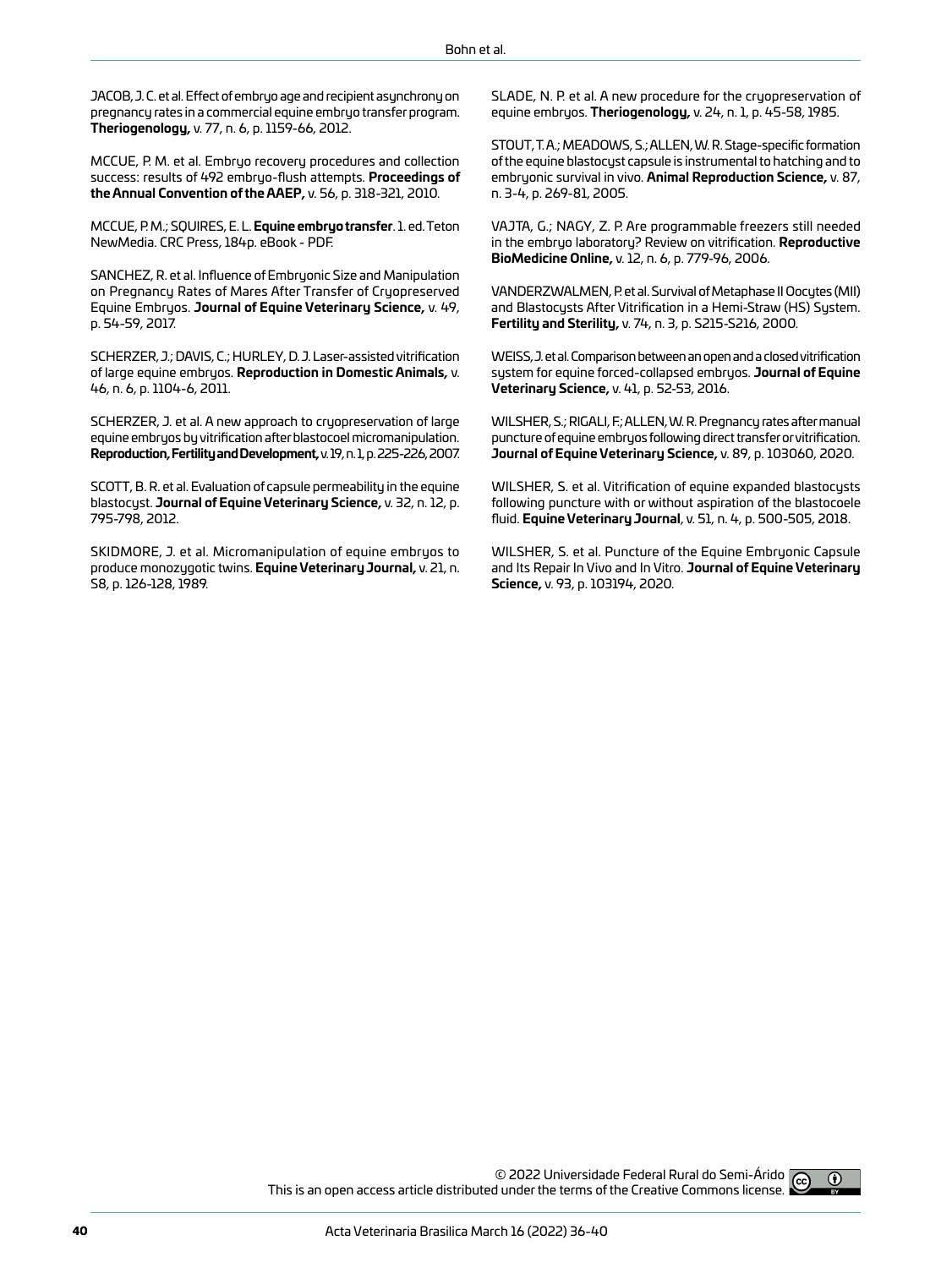JACOB, J. C. et al. Effect of embryo age and recipient asynchrony on pregnancy rates in a commercial equine embryo transfer program. **Theriogenology,** v. 77, n. 6, p. 1159-66, 2012.

MCCUE, P. M. et al. Embryo recovery procedures and collection success: results of 492 embryo-flush attempts. **Proceedings of the Annual Convention of the AAEP,** v. 56, p. 318-321, 2010.

MCCUE, P. M.; SQUIRES, E. L. **Equine embryo transfer**. 1. ed. Teton NewMedia. CRC Press, 184p. eBook - PDF.

SANCHEZ, R. et al. Influence of Embryonic Size and Manipulation on Pregnancy Rates of Mares After Transfer of Cryopreserved Equine Embryos. **Journal of Equine Veterinary Science,** v. 49, p. 54-59, 2017.

SCHERZER, J.; DAVIS, C.; HURLEY, D. J. Laser-assisted vitrification of large equine embryos. **Reproduction in Domestic Animals,** v. 46, n. 6, p. 1104-6, 2011.

SCHERZER, J. et al. A new approach to cryopreservation of large equine embryos by vitrification after blastocoel micromanipulation. **Reproduction, Fertility and Development,** v. 19, n. 1, p. 225-226, 2007.

SCOTT, B. R. et al. Evaluation of capsule permeability in the equine blastocyst. **Journal of Equine Veterinary Science,** v. 32, n. 12, p. 795-798, 2012.

SKIDMORE, J. et al. Micromanipulation of equine embryos to produce monozygotic twins. **Equine Veterinary Journal,** v. 21, n. S8, p. 126-128, 1989.

SLADE, N. P. et al. A new procedure for the cryopreservation of equine embryos. **Theriogenology,** v. 24, n. 1, p. 45-58, 1985.

STOUT, T. A.; MEADOWS, S.; ALLEN, W. R. Stage-specific formation of the equine blastocyst capsule is instrumental to hatching and to embryonic survival in vivo. **Animal Reproduction Science,** v. 87, n. 3-4, p. 269-81, 2005.

VAJTA, G.; NAGY, Z. P. Are programmable freezers still needed in the embryo laboratory? Review on vitrification. **Reproductive BioMedicine Online,** v. 12, n. 6, p. 779-96, 2006.

VANDERZWALMEN, P. et al. Survival of Metaphase II Oocytes (MII) and Blastocysts After Vitrification in a Hemi-Straw (HS) System. **Fertility and Sterility,** v. 74, n. 3, p. S215-S216, 2000.

WEISS, J. et al. Comparison between an open and a closed vitrification system for equine forced-collapsed embryos. **Journal of Equine Veterinary Science,** v. 41, p. 52-53, 2016.

WILSHER, S.; RIGALI, F.; ALLEN, W. R. Pregnancy rates after manual puncture of equine embryos following direct transfer or vitrification. **Journal of Equine Veterinary Science,** v. 89, p. 103060, 2020.

WILSHER, S. et al. Vitrification of equine expanded blastocysts following puncture with or without aspiration of the blastocoele fluid. **Equine Veterinary Journal**, v. 51, n. 4, p. 500-505, 2018.

WILSHER, S. et al. Puncture of the Equine Embryonic Capsule and Its Repair In Vivo and In Vitro. **Journal of Equine Veterinary Science,** v. 93, p. 103194, 2020.

© 2022 Universidade Federal Rural do Semi-Árido
This is an open access article distributed under the terms of the Creative Commons license.